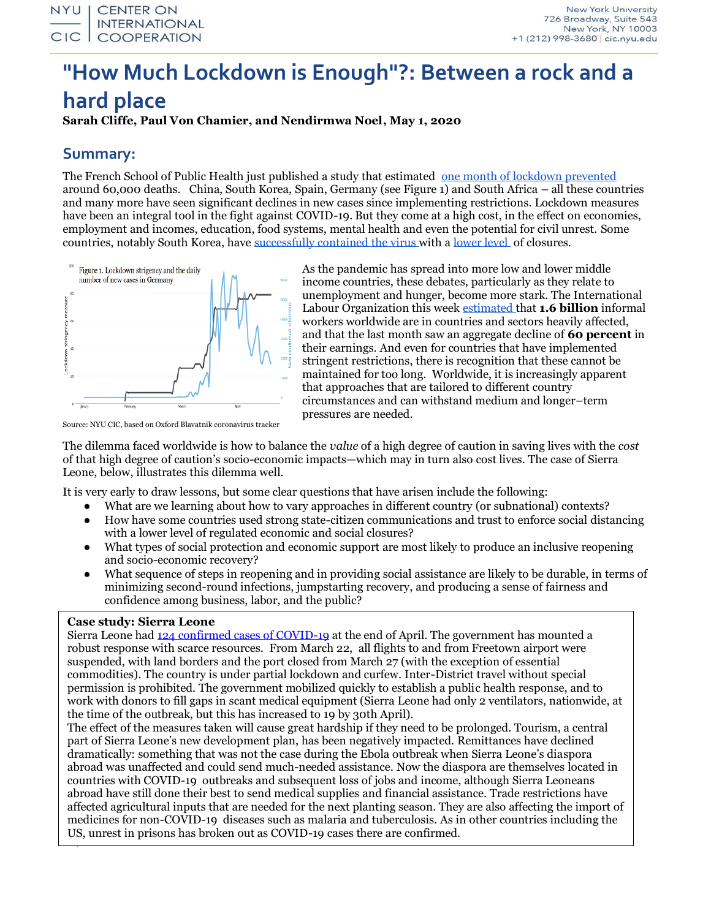# "How Much Lockdown is Enough"?: Between a rock and a hard place

**Sarah Cliffe, Paul Von Chamier, and Nendirmwa Noel, May 1, 2020**

## Summary:

The French School of Public Health just published a study that estimated one month of lockdown prevented around 60,000 deaths. China, South Korea, Spain, Germany (see Figure 1) and South Africa – all these countries and many more have seen significant declines in new cases since implementing restrictions. Lockdown measures have been an integral tool in the fight against COVID-19. But they come at a high cost, in the effect on economies, employment and incomes, education, food systems, mental health and even the potential for civil unrest. Some countries, notably South Korea, have successfully contained the virus with a lower level of closures.

Figure 1. Lockdown strigency and the daily number of new cases in Germany

Source: NYU CIC, based on Oxford Blavatnik coronavirus tracker

As the pandemic has spread into more low and lower middle income countries, these debates, particularly as they relate to unemployment and hunger, become more stark. The International Labour Organization this week estimated that **1.6 billion** informal workers worldwide are in countries and sectors heavily affected, and that the last month saw an aggregate decline of **60 percent** in their earnings. And even for countries that have implemented stringent restrictions, there is recognition that these cannot be maintained for too long. Worldwide, it is increasingly apparent that approaches that are tailored to different country circumstances and can withstand medium and longer–term pressures are needed.

The dilemma faced worldwide is how to balance the *value* of a high degree of caution in saving lives with the *cost* of that high degree of caution's socio-economic impacts—which may in turn also cost lives. The case of Sierra Leone, below, illustrates this dilemma well.

It is very early to draw lessons, but some clear questions that have arisen include the following:

- What are we learning about how to vary approaches in different country (or subnational) contexts?
- How have some countries used strong state-citizen communications and trust to enforce social distancing with a lower level of regulated economic and social closures?
- What types of social protection and economic support are most likely to produce an inclusive reopening and socio-economic recovery?
- What sequence of steps in reopening and in providing social assistance are likely to be durable, in terms of minimizing second-round infections, jumpstarting recovery, and producing a sense of fairness and confidence among business, labor, and the public?

**Case study: Sierra Leone**

Sierra Leone had 124 confirmed cases of COVID-19 at the end of April. The government has mounted a robust response with scarce resources. From March 22, all flights to and from Freetown airport were suspended, with land borders and the port closed from March 27 (with the exception of essential commodities). The country is under partial lockdown and curfew. Inter-District travel without special permission is prohibited. The government mobilized quickly to establish a public health response, and to work with donors to fill gaps in scant medical equipment (Sierra Leone had only 2 ventilators, nationwide, at the time of the outbreak, but this has increased to 19 by 30th April).

The effect of the measures taken will cause great hardship if they need to be prolonged. Tourism, a central part of Sierra Leone's new development plan, has been negatively impacted. Remittances have declined dramatically: something that was not the case during the Ebola outbreak when Sierra Leone's diaspora abroad was unaffected and could send much-needed assistance. Now the diaspora are themselves located in countries with COVID-19 outbreaks and subsequent loss of jobs and income, although Sierra Leoneans abroad have still done their best to send medical supplies and financial assistance. Trade restrictions have affected agricultural inputs that are needed for the next planting season. They are also affecting the import of medicines for non-COVID-19 diseases such as malaria and tuberculosis. As in other countries including the US, unrest in prisons has broken out as COVID-19 cases there are confirmed.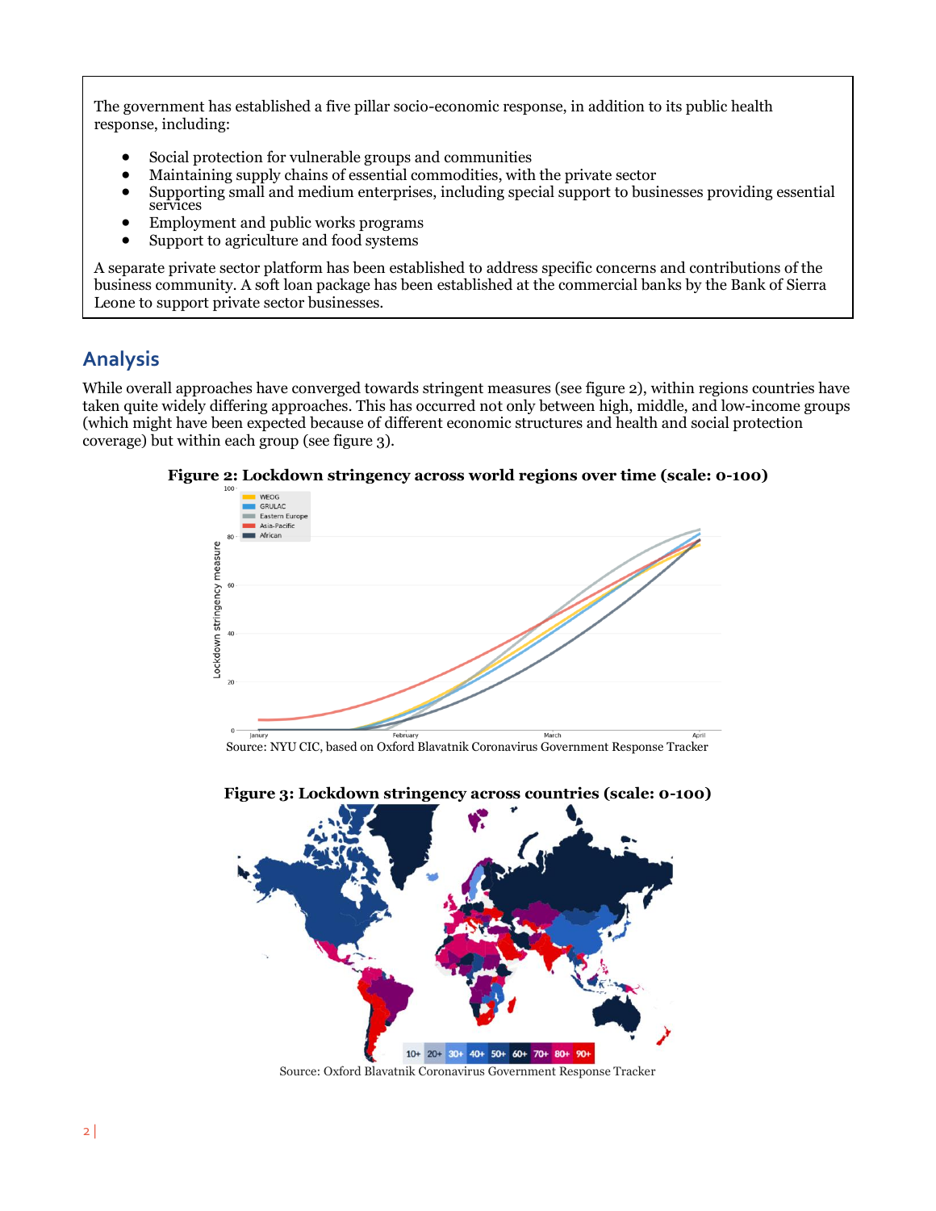The government has established a five pillar socio-economic response, in addition to its public health response, including:

- Social protection for vulnerable groups and communities
- Maintaining supply chains of essential commodities, with the private sector
- Supporting small and medium enterprises, including special support to businesses providing essential services
- Employment and public works programs
- Support to agriculture and food systems

A separate private sector platform has been established to address specific concerns and contributions of the business community. A soft loan package has been established at the commercial banks by the Bank of Sierra Leone to support private sector businesses.

## Analysis

While overall approaches have converged towards stringent measures (see figure 2), within regions countries have taken quite widely differing approaches. This has occurred not only between high, middle, and low-income groups (which might have been expected because of different economic structures and health and social protection coverage) but within each group (see figure 3).

**Figure 2: Lockdown stringency across world regions over time (scale: 0-100)**

Source: NYU CIC, based on Oxford Blavatnik Coronavirus Government Response Tracker

**Figure 3: Lockdown stringency across countries (scale: 0-100)**

Source: Oxford Blavatnik Coronavirus Government Response Tracker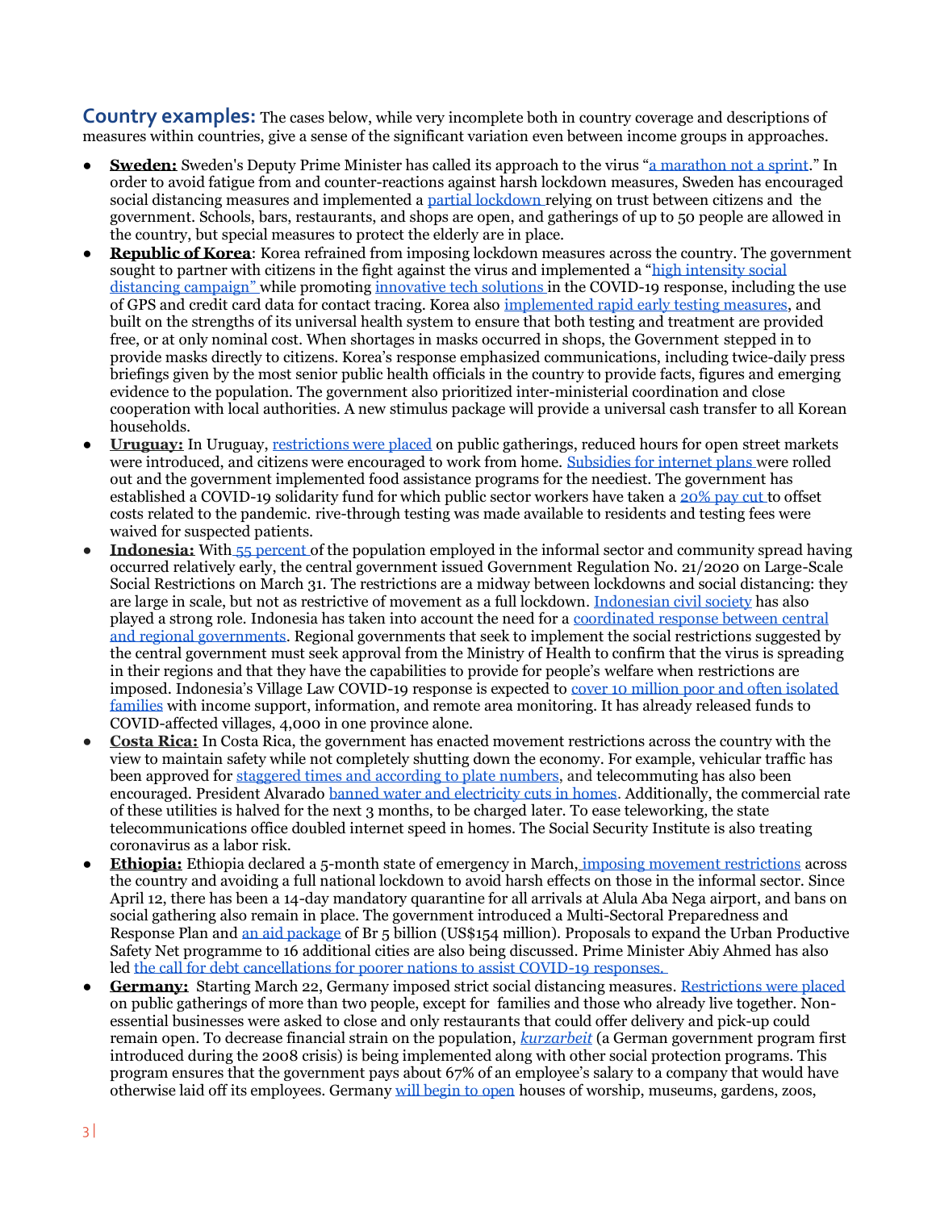**Country examples:** The cases below, while very incomplete both in country coverage and descriptions of measures within countries, give a sense of the significant variation even between income groups in approaches.

- **Sweden:** Sweden's Deputy Prime Minister has called its approach to the virus "a marathon not a sprint." In order to avoid fatigue from and counter-reactions against harsh lockdown measures, Sweden has encouraged social distancing measures and implemented a partial lockdown relying on trust between citizens and the government. Schools, bars, restaurants, and shops are open, and gatherings of up to 50 people are allowed in the country, but special measures to protect the elderly are in place.
- **Republic of Korea**: Korea refrained from imposing lockdown measures across the country. The government sought to partner with citizens in the fight against the virus and implemented a "high intensity social distancing campaign" while promoting innovative tech solutions in the COVID-19 response, including the use of GPS and credit card data for contact tracing. Korea also implemented rapid early testing measures, and built on the strengths of its universal health system to ensure that both testing and treatment are provided free, or at only nominal cost. When shortages in masks occurred in shops, the Government stepped in to provide masks directly to citizens. Korea's response emphasized communications, including twice-daily press briefings given by the most senior public health officials in the country to provide facts, figures and emerging evidence to the population. The government also prioritized inter-ministerial coordination and close cooperation with local authorities. A new stimulus package will provide a universal cash transfer to all Korean households.
- **Uruguay:** In Uruguay, restrictions were placed on public gatherings, reduced hours for open street markets were introduced, and citizens were encouraged to work from home. Subsidies for internet plans were rolled out and the government implemented food assistance programs for the neediest. The government has established a COVID-19 solidarity fund for which public sector workers have taken a 20% pay cut to offset costs related to the pandemic. rive-through testing was made available to residents and testing fees were waived for suspected patients.
- **Indonesia:** With 55 percent of the population employed in the informal sector and community spread having occurred relatively early, the central government issued Government Regulation No. 21/2020 on Large-Scale Social Restrictions on March 31. The restrictions are a midway between lockdowns and social distancing: they are large in scale, but not as restrictive of movement as a full lockdown. Indonesian civil society has also played a strong role. Indonesia has taken into account the need for a coordinated response between central and regional governments. Regional governments that seek to implement the social restrictions suggested by the central government must seek approval from the Ministry of Health to confirm that the virus is spreading in their regions and that they have the capabilities to provide for people's welfare when restrictions are imposed. Indonesia's Village Law COVID-19 response is expected to cover 10 million poor and often isolated families with income support, information, and remote area monitoring. It has already released funds to COVID-affected villages, 4,000 in one province alone.
- **Costa Rica:** In Costa Rica, the government has enacted movement restrictions across the country with the view to maintain safety while not completely shutting down the economy. For example, vehicular traffic has been approved for staggered times and according to plate numbers, and telecommuting has also been encouraged. President Alvarado banned water and electricity cuts in homes. Additionally, the commercial rate of these utilities is halved for the next 3 months, to be charged later. To ease teleworking, the state telecommunications office doubled internet speed in homes. The Social Security Institute is also treating coronavirus as a labor risk.
- **Ethiopia:** Ethiopia declared a 5-month state of emergency in March, imposing movement restrictions across the country and avoiding a full national lockdown to avoid harsh effects on those in the informal sector. Since April 12, there has been a 14-day mandatory quarantine for all arrivals at Alula Aba Nega airport, and bans on social gathering also remain in place. The government introduced a Multi-Sectoral Preparedness and Response Plan and an aid package of Br 5 billion (US$154 million). Proposals to expand the Urban Productive Safety Net programme to 16 additional cities are also being discussed. Prime Minister Abiy Ahmed has also led the call for debt cancellations for poorer nations to assist COVID-19 responses.
- **Germany:** Starting March 22, Germany imposed strict social distancing measures. Restrictions were placed on public gatherings of more than two people, except for families and those who already live together. Non-essential businesses were asked to close and only restaurants that could offer delivery and pick-up could remain open. To decrease financial strain on the population, *kurzarbeit* (a German government program first introduced during the 2008 crisis) is being implemented along with other social protection programs. This program ensures that the government pays about 67% of an employee's salary to a company that would have otherwise laid off its employees. Germany will begin to open houses of worship, museums, gardens, zoos,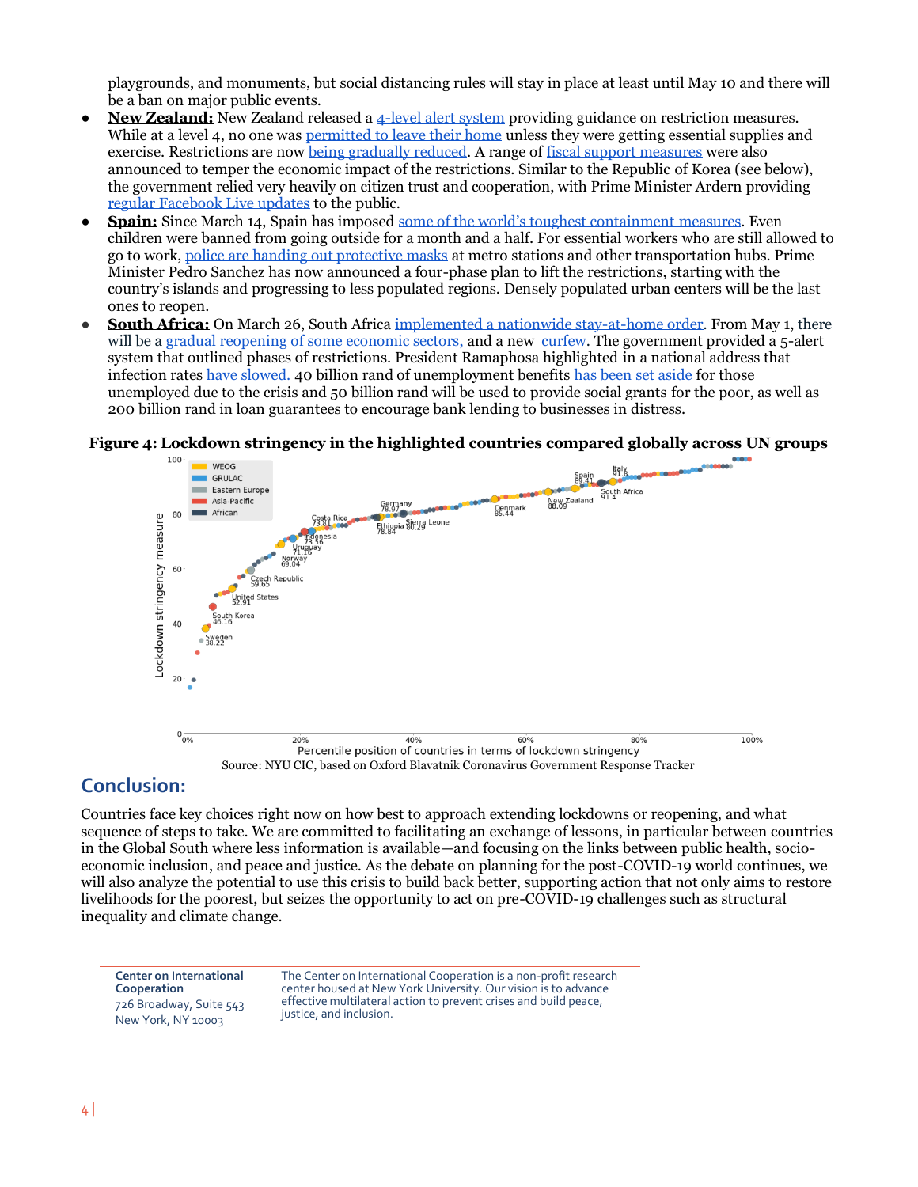playgrounds, and monuments, but social distancing rules will stay in place at least until May 10 and there will be a ban on major public events.

- **New Zealand:** New Zealand released a 4-level alert system providing guidance on restriction measures. While at a level 4, no one was permitted to leave their home unless they were getting essential supplies and exercise. Restrictions are now being gradually reduced. A range of fiscal support measures were also announced to temper the economic impact of the restrictions. Similar to the Republic of Korea (see below), the government relied very heavily on citizen trust and cooperation, with Prime Minister Ardern providing regular Facebook Live updates to the public.
- **Spain:** Since March 14, Spain has imposed some of the world's toughest containment measures. Even children were banned from going outside for a month and a half. For essential workers who are still allowed to go to work, police are handing out protective masks at metro stations and other transportation hubs. Prime Minister Pedro Sanchez has now announced a four-phase plan to lift the restrictions, starting with the country's islands and progressing to less populated regions. Densely populated urban centers will be the last ones to reopen.
- **South Africa:** On March 26, South Africa implemented a nationwide stay-at-home order. From May 1, there will be a gradual reopening of some economic sectors, and a new curfew. The government provided a 5-alert system that outlined phases of restrictions. President Ramaphosa highlighted in a national address that infection rates have slowed. 40 billion rand of unemployment benefits has been set aside for those unemployed due to the crisis and 50 billion rand will be used to provide social grants for the poor, as well as 200 billion rand in loan guarantees to encourage bank lending to businesses in distress.

**Figure 4: Lockdown stringency in the highlighted countries compared globally across UN groups**

WEOG
GRULAC
Eastern Europe
Asia-Pacific
African

Lockdown stringency measure
Percentile position of countries in terms of lockdown stringency

Sweden 38.22
South Korea 46.16
United States 52.91
Czech Republic 59.65
Norway 69.04
Uruguay 71.16
Indonesia 73.56
Costa Rica 73.81
Ethiopia 78.84
Germany 78.97
Sierra Leone 80.29
Denmark 85.44
New Zealand 88.09
Spain 89.41
South Africa 91.4
Italy 91.8

Source: NYU CIC, based on Oxford Blavatnik Coronavirus Government Response Tracker

## Conclusion:

Countries face key choices right now on how best to approach extending lockdowns or reopening, and what sequence of steps to take. We are committed to facilitating an exchange of lessons, in particular between countries in the Global South where less information is available—and focusing on the links between public health, socio-economic inclusion, and peace and justice. As the debate on planning for the post-COVID-19 world continues, we will also analyze the potential to use this crisis to build back better, supporting action that not only aims to restore livelihoods for the poorest, but seizes the opportunity to act on pre-COVID-19 challenges such as structural inequality and climate change.

**Center on International Cooperation**
726 Broadway, Suite 543
New York, NY 10003

The Center on International Cooperation is a non-profit research center housed at New York University. Our vision is to advance effective multilateral action to prevent crises and build peace, justice, and inclusion.